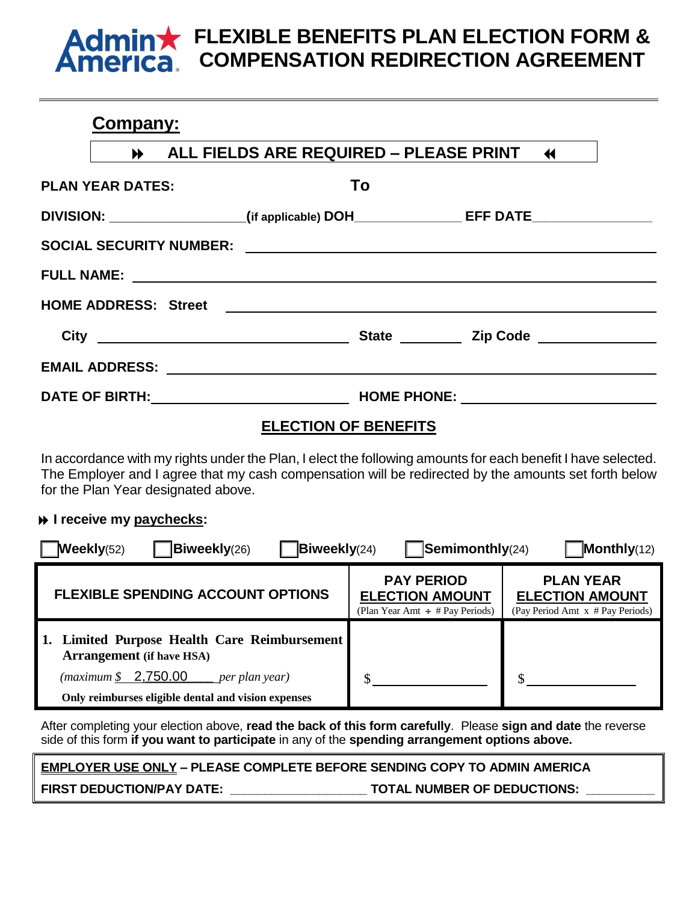# FLEXIBLE BENEFITS PLAN ELECTION FORM & COMPENSATION REDIRECTION AGREEMENT

Admin America

## Company:

⏩ **ALL FIELDS ARE REQUIRED – PLEASE PRINT** ⏪

**PLAN YEAR DATES:** **To**

**DIVISION:** ________________(if applicable) **DOH**______________ **EFF DATE**________________

**SOCIAL SECURITY NUMBER:** ______________________________

**FULL NAME:** ______________________________

**HOME ADDRESS: Street** ______________________________

**City** ____________________ **State** ________ **Zip Code** ____________

**EMAIL ADDRESS:** ______________________________

**DATE OF BIRTH:** ____________________ **HOME PHONE:** ____________________

## ELECTION OF BENEFITS

In accordance with my rights under the Plan, I elect the following amounts for each benefit I have selected. The Employer and I agree that my cash compensation will be redirected by the amounts set forth below for the Plan Year designated above.

⏩ **I receive my paychecks:**

☐ **Weekly**(52) ☐ **Biweekly**(26) ☐ **Biweekly**(24) ☐ **Semimonthly**(24) ☐ **Monthly**(12)

| FLEXIBLE SPENDING ACCOUNT OPTIONS | PAY PERIOD ELECTION AMOUNT (Plan Year Amt ÷ # Pay Periods) | PLAN YEAR ELECTION AMOUNT (Pay Period Amt x # Pay Periods) |
|---|---|---|
| **1. Limited Purpose Health Care Reimbursement Arrangement** (if have HSA)<br>*(maximum $ 2,750.00 per plan year)*<br>**Only reimburses eligible dental and vision expenses** | $ ____________ | $ ____________ |

After completing your election above, **read the back of this form carefully**. Please **sign and date** the reverse side of this form **if you want to participate** in any of the **spending arrangement options above.**

**EMPLOYER USE ONLY – PLEASE COMPLETE BEFORE SENDING COPY TO ADMIN AMERICA**

**FIRST DEDUCTION/PAY DATE:** ____________________ **TOTAL NUMBER OF DEDUCTIONS:** __________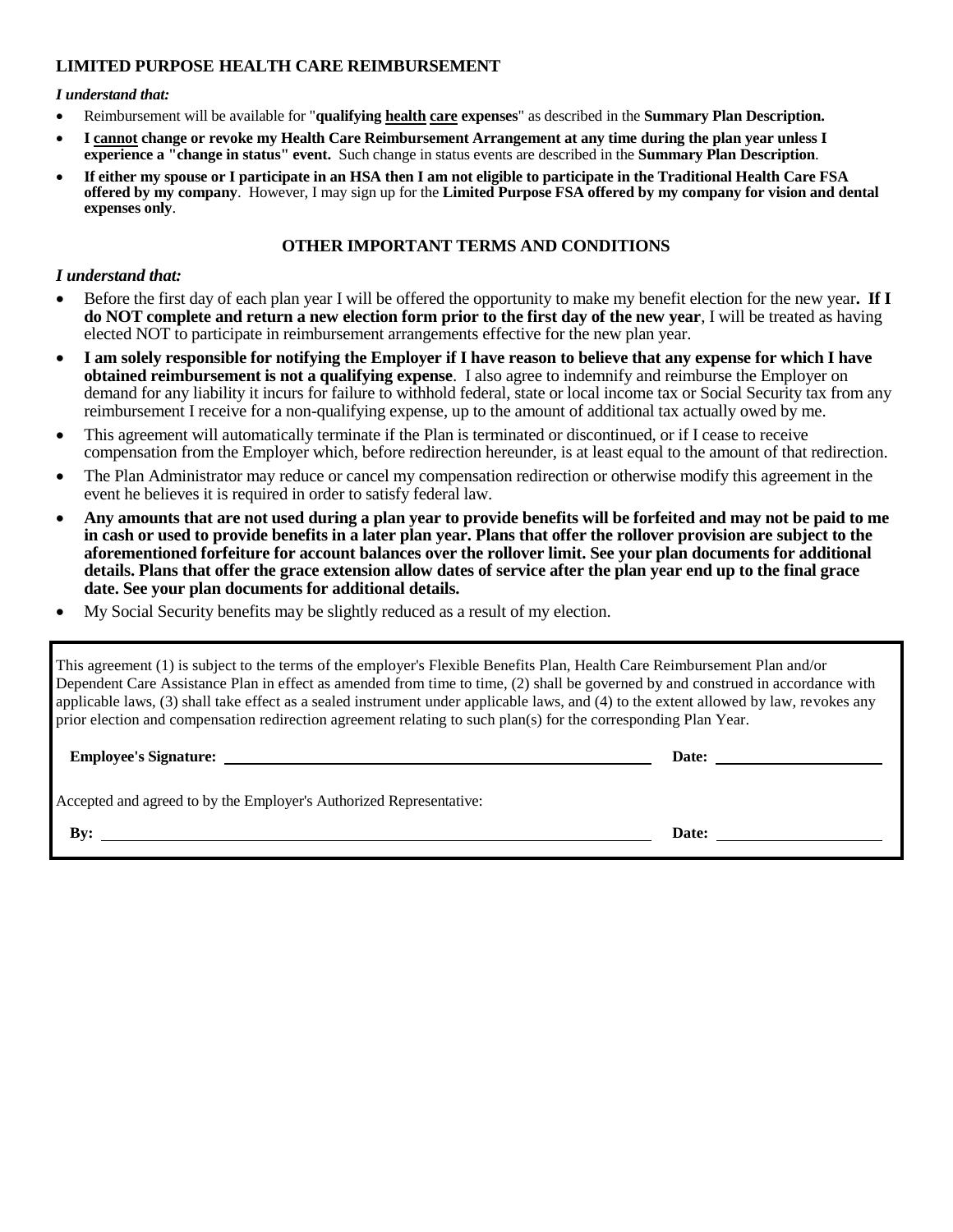### LIMITED PURPOSE HEALTH CARE REIMBURSEMENT

*I understand that:*

- Reimbursement will be available for "**qualifying health care expenses**" as described in the **Summary Plan Description.**
- **I cannot change or revoke my Health Care Reimbursement Arrangement at any time during the plan year unless I experience a "change in status" event.** Such change in status events are described in the **Summary Plan Description**.
- **If either my spouse or I participate in an HSA then I am not eligible to participate in the Traditional Health Care FSA offered by my company**. However, I may sign up for the **Limited Purpose FSA offered by my company for vision and dental expenses only**.

### OTHER IMPORTANT TERMS AND CONDITIONS

*I understand that:*

- Before the first day of each plan year I will be offered the opportunity to make my benefit election for the new year**. If I do NOT complete and return a new election form prior to the first day of the new year**, I will be treated as having elected NOT to participate in reimbursement arrangements effective for the new plan year.
- **I am solely responsible for notifying the Employer if I have reason to believe that any expense for which I have obtained reimbursement is not a qualifying expense**. I also agree to indemnify and reimburse the Employer on demand for any liability it incurs for failure to withhold federal, state or local income tax or Social Security tax from any reimbursement I receive for a non-qualifying expense, up to the amount of additional tax actually owed by me.
- This agreement will automatically terminate if the Plan is terminated or discontinued, or if I cease to receive compensation from the Employer which, before redirection hereunder, is at least equal to the amount of that redirection.
- The Plan Administrator may reduce or cancel my compensation redirection or otherwise modify this agreement in the event he believes it is required in order to satisfy federal law.
- **Any amounts that are not used during a plan year to provide benefits will be forfeited and may not be paid to me in cash or used to provide benefits in a later plan year. Plans that offer the rollover provision are subject to the aforementioned forfeiture for account balances over the rollover limit. See your plan documents for additional details. Plans that offer the grace extension allow dates of service after the plan year end up to the final grace date. See your plan documents for additional details.**
- My Social Security benefits may be slightly reduced as a result of my election.

This agreement (1) is subject to the terms of the employer's Flexible Benefits Plan, Health Care Reimbursement Plan and/or Dependent Care Assistance Plan in effect as amended from time to time, (2) shall be governed by and construed in accordance with applicable laws, (3) shall take effect as a sealed instrument under applicable laws, and (4) to the extent allowed by law, revokes any prior election and compensation redirection agreement relating to such plan(s) for the corresponding Plan Year.

**Employee's Signature:** ______________________________ **Date:** ______________

Accepted and agreed to by the Employer's Authorized Representative:

**By:** ______________________________ **Date:** ______________